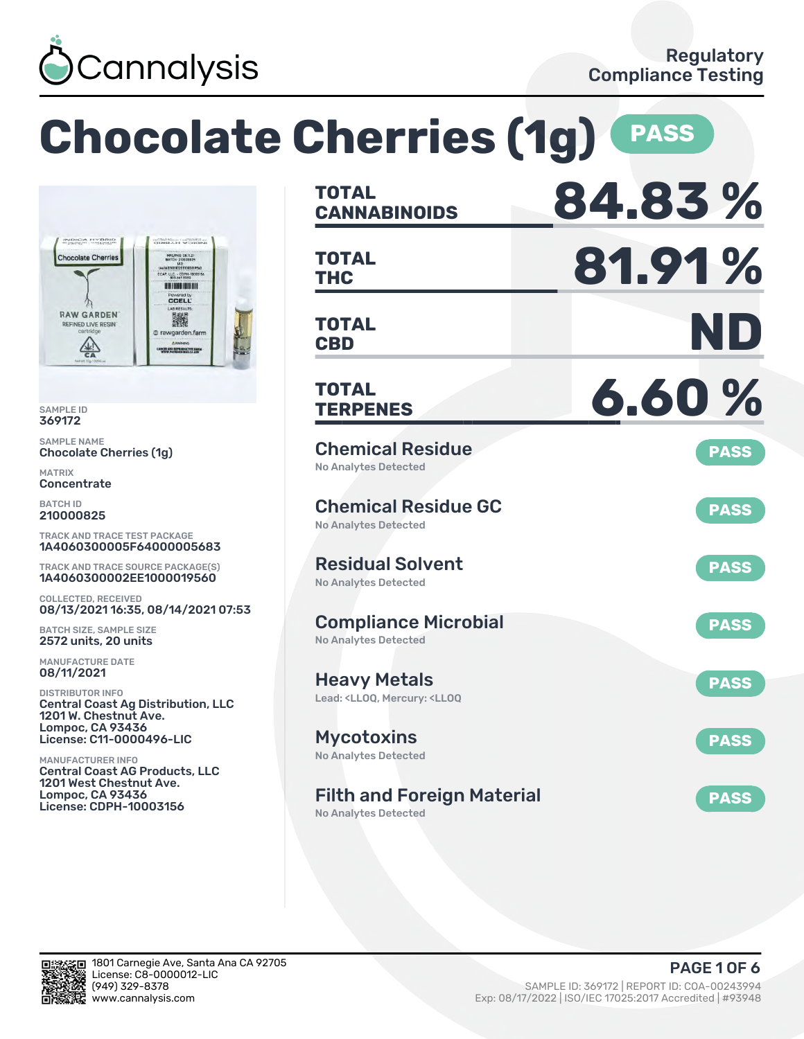Cannalysis

Regulatory Compliance Testing

# Chocolate Cherries (1g) PASS

SAMPLE ID
369172

SAMPLE NAME
Chocolate Cherries (1g)

MATRIX
Concentrate

BATCH ID
210000825

TRACK AND TRACE TEST PACKAGE
1A4060300005F64000005683

TRACK AND TRACE SOURCE PACKAGE(S)
1A4060300002EE1000019560

COLLECTED, RECEIVED
08/13/2021 16:35, 08/14/2021 07:53

BATCH SIZE, SAMPLE SIZE
2572 units, 20 units

MANUFACTURE DATE
08/11/2021

DISTRIBUTOR INFO
Central Coast Ag Distribution, LLC
1201 W. Chestnut Ave.
Lompoc, CA 93436
License: C11-0000496-LIC

MANUFACTURER INFO
Central Coast AG Products, LLC
1201 West Chestnut Ave.
Lompoc, CA 93436
License: CDPH-10003156

| | |
|---|---|
| **TOTAL CANNABINOIDS** | **84.83 %** |
| **TOTAL THC** | **81.91 %** |
| **TOTAL CBD** | **ND** |
| **TOTAL TERPENES** | **6.60 %** |

| Test | Result | Status |
|---|---|---|
| Chemical Residue | No Analytes Detected | PASS |
| Chemical Residue GC | No Analytes Detected | PASS |
| Residual Solvent | No Analytes Detected | PASS |
| Compliance Microbial | No Analytes Detected | PASS |
| Heavy Metals | Lead: <LLOQ, Mercury: <LLOQ | PASS |
| Mycotoxins | No Analytes Detected | PASS |
| Filth and Foreign Material | No Analytes Detected | PASS |

1801 Carnegie Ave, Santa Ana CA 92705
License: C8-0000012-LIC
(949) 329-8378
www.cannalysis.com

SAMPLE ID: 369172 | REPORT ID: COA-00243994
Exp: 08/17/2022 | ISO/IEC 17025:2017 Accredited | #93948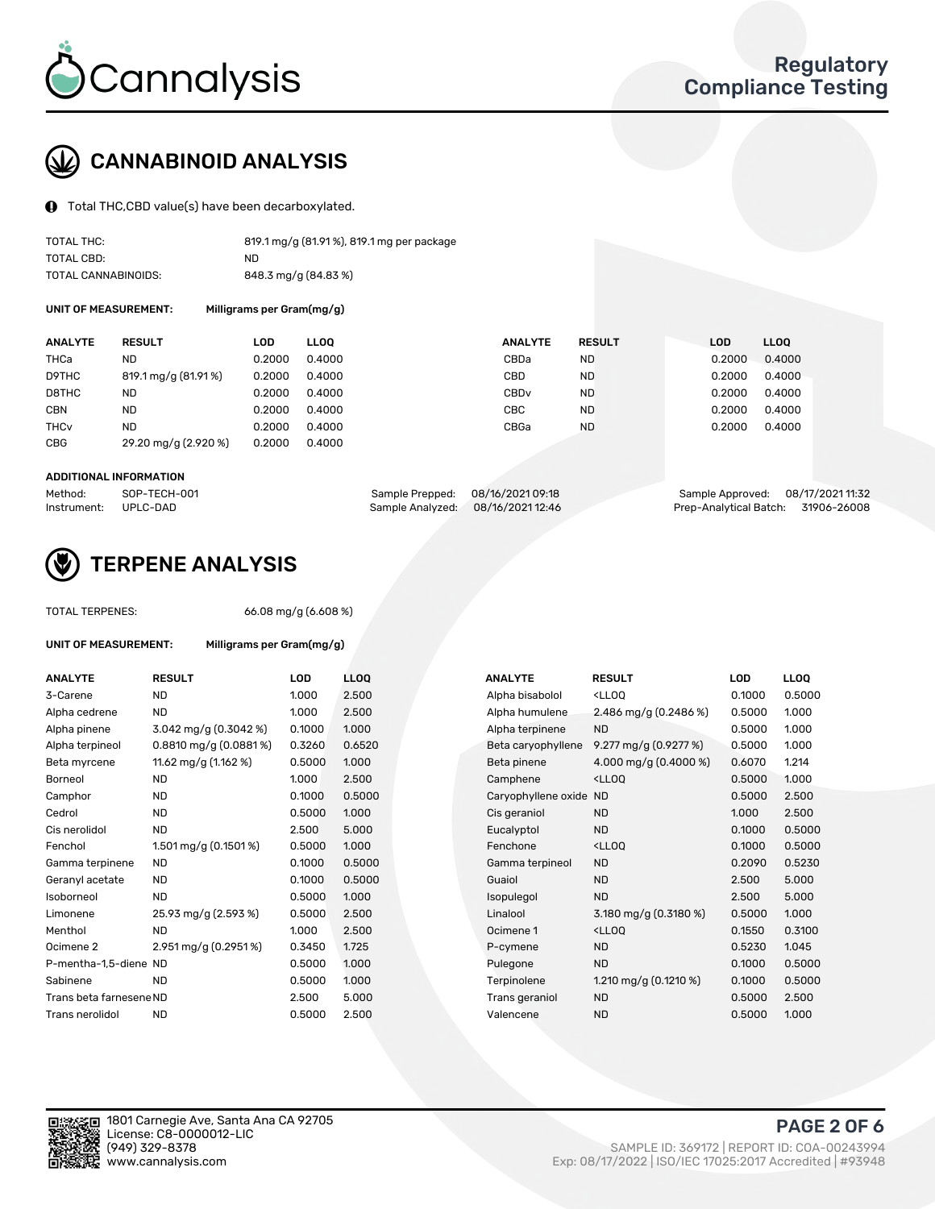# CANNABINOID ANALYSIS

Total THC,CBD value(s) have been decarboxylated.

| | |
|---|---|
| TOTAL THC: | 819.1 mg/g (81.91 %), 819.1 mg per package |
| TOTAL CBD: | ND |
| TOTAL CANNABINOIDS: | 848.3 mg/g (84.83 %) |

**UNIT OF MEASUREMENT:** Milligrams per Gram(mg/g)

| ANALYTE | RESULT | LOD | LLOQ | ANALYTE | RESULT | LOD | LLOQ |
|---|---|---|---|---|---|---|---|
| THCa | ND | 0.2000 | 0.4000 | CBDa | ND | 0.2000 | 0.4000 |
| D9THC | 819.1 mg/g (81.91 %) | 0.2000 | 0.4000 | CBD | ND | 0.2000 | 0.4000 |
| D8THC | ND | 0.2000 | 0.4000 | CBDv | ND | 0.2000 | 0.4000 |
| CBN | ND | 0.2000 | 0.4000 | CBC | ND | 0.2000 | 0.4000 |
| THCv | ND | 0.2000 | 0.4000 | CBGa | ND | 0.2000 | 0.4000 |
| CBG | 29.20 mg/g (2.920 %) | 0.2000 | 0.4000 | | | | |

**ADDITIONAL INFORMATION**

| | | | | | |
|---|---|---|---|---|---|
| Method: | SOP-TECH-001 | Sample Prepped: | 08/16/2021 09:18 | Sample Approved: | 08/17/2021 11:32 |
| Instrument: | UPLC-DAD | Sample Analyzed: | 08/16/2021 12:46 | Prep-Analytical Batch: | 31906-26008 |

# TERPENE ANALYSIS

TOTAL TERPENES: 66.08 mg/g (6.608 %)

**UNIT OF MEASUREMENT:** Milligrams per Gram(mg/g)

| ANALYTE | RESULT | LOD | LLOQ | ANALYTE | RESULT | LOD | LLOQ |
|---|---|---|---|---|---|---|---|
| 3-Carene | ND | 1.000 | 2.500 | Alpha bisabolol | <LLOQ | 0.1000 | 0.5000 |
| Alpha cedrene | ND | 1.000 | 2.500 | Alpha humulene | 2.486 mg/g (0.2486 %) | 0.5000 | 1.000 |
| Alpha pinene | 3.042 mg/g (0.3042 %) | 0.1000 | 1.000 | Alpha terpinene | ND | 0.5000 | 1.000 |
| Alpha terpineol | 0.8810 mg/g (0.0881 %) | 0.3260 | 0.6520 | Beta caryophyllene | 9.277 mg/g (0.9277 %) | 0.5000 | 1.000 |
| Beta myrcene | 11.62 mg/g (1.162 %) | 0.5000 | 1.000 | Beta pinene | 4.000 mg/g (0.4000 %) | 0.6070 | 1.214 |
| Borneol | ND | 1.000 | 2.500 | Camphene | <LLOQ | 0.5000 | 1.000 |
| Camphor | ND | 0.1000 | 0.5000 | Caryophyllene oxide | ND | 0.5000 | 2.500 |
| Cedrol | ND | 0.5000 | 1.000 | Cis geraniol | ND | 1.000 | 2.500 |
| Cis nerolidol | ND | 2.500 | 5.000 | Eucalyptol | ND | 0.1000 | 0.5000 |
| Fenchol | 1.501 mg/g (0.1501 %) | 0.5000 | 1.000 | Fenchone | <LLOQ | 0.1000 | 0.5000 |
| Gamma terpinene | ND | 0.1000 | 0.5000 | Gamma terpineol | ND | 0.2090 | 0.5230 |
| Geranyl acetate | ND | 0.1000 | 0.5000 | Guaiol | ND | 2.500 | 5.000 |
| Isoborneol | ND | 0.5000 | 1.000 | Isopulegol | ND | 2.500 | 5.000 |
| Limonene | 25.93 mg/g (2.593 %) | 0.5000 | 2.500 | Linalool | 3.180 mg/g (0.3180 %) | 0.5000 | 1.000 |
| Menthol | ND | 1.000 | 2.500 | Ocimene 1 | <LLOQ | 0.1550 | 0.3100 |
| Ocimene 2 | 2.951 mg/g (0.2951 %) | 0.3450 | 1.725 | P-cymene | ND | 0.5230 | 1.045 |
| P-mentha-1,5-diene | ND | 0.5000 | 1.000 | Pulegone | ND | 0.1000 | 0.5000 |
| Sabinene | ND | 0.5000 | 1.000 | Terpinolene | 1.210 mg/g (0.1210 %) | 0.1000 | 0.5000 |
| Trans beta farnesene | ND | 2.500 | 5.000 | Trans geraniol | ND | 0.5000 | 2.500 |
| Trans nerolidol | ND | 0.5000 | 2.500 | Valencene | ND | 0.5000 | 1.000 |

1801 Carnegie Ave, Santa Ana CA 92705
License: C8-0000012-LIC
(949) 329-8378
www.cannalysis.com

SAMPLE ID: 369172 | REPORT ID: COA-00243994
Exp: 08/17/2022 | ISO/IEC 17025:2017 Accredited | #93948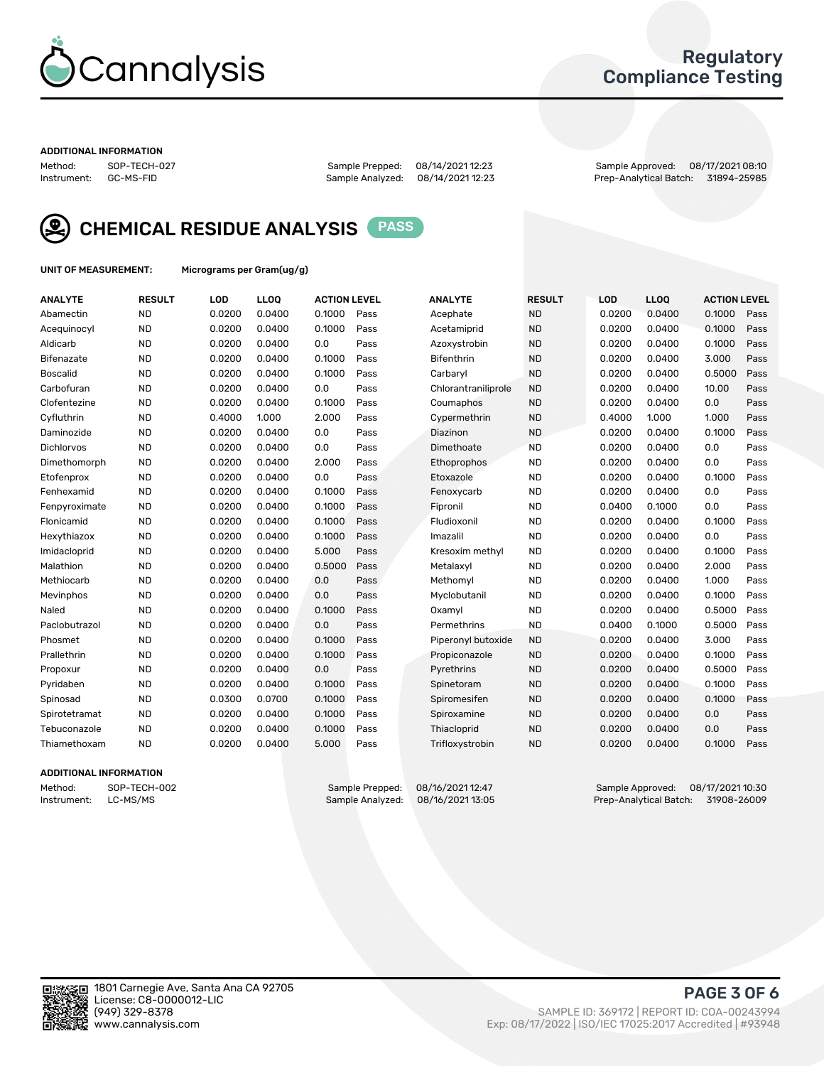# Cannalysis

## Regulatory Compliance Testing

**ADDITIONAL INFORMATION**

Method: SOP-TECH-027
Instrument: GC-MS-FID

Sample Prepped: 08/14/2021 12:23
Sample Analyzed: 08/14/2021 12:23

Sample Approved: 08/17/2021 08:10
Prep-Analytical Batch: 31894-25985

## CHEMICAL RESIDUE ANALYSIS PASS

**UNIT OF MEASUREMENT:** Micrograms per Gram(ug/g)

| ANALYTE | RESULT | LOD | LLOQ | ACTION LEVEL | | ANALYTE | RESULT | LOD | LLOQ | ACTION LEVEL | |
|---|---|---|---|---|---|---|---|---|---|---|---|
| Abamectin | ND | 0.0200 | 0.0400 | 0.1000 | Pass | Acephate | ND | 0.0200 | 0.0400 | 0.1000 | Pass |
| Acequinocyl | ND | 0.0200 | 0.0400 | 0.1000 | Pass | Acetamiprid | ND | 0.0200 | 0.0400 | 0.1000 | Pass |
| Aldicarb | ND | 0.0200 | 0.0400 | 0.0 | Pass | Azoxystrobin | ND | 0.0200 | 0.0400 | 0.1000 | Pass |
| Bifenazate | ND | 0.0200 | 0.0400 | 0.1000 | Pass | Bifenthrin | ND | 0.0200 | 0.0400 | 3.000 | Pass |
| Boscalid | ND | 0.0200 | 0.0400 | 0.1000 | Pass | Carbaryl | ND | 0.0200 | 0.0400 | 0.5000 | Pass |
| Carbofuran | ND | 0.0200 | 0.0400 | 0.0 | Pass | Chlorantraniliprole | ND | 0.0200 | 0.0400 | 10.00 | Pass |
| Clofentezine | ND | 0.0200 | 0.0400 | 0.1000 | Pass | Coumaphos | ND | 0.0200 | 0.0400 | 0.0 | Pass |
| Cyfluthrin | ND | 0.4000 | 1.000 | 2.000 | Pass | Cypermethrin | ND | 0.4000 | 1.000 | 1.000 | Pass |
| Daminozide | ND | 0.0200 | 0.0400 | 0.0 | Pass | Diazinon | ND | 0.0200 | 0.0400 | 0.1000 | Pass |
| Dichlorvos | ND | 0.0200 | 0.0400 | 0.0 | Pass | Dimethoate | ND | 0.0200 | 0.0400 | 0.0 | Pass |
| Dimethomorph | ND | 0.0200 | 0.0400 | 2.000 | Pass | Ethoprophos | ND | 0.0200 | 0.0400 | 0.0 | Pass |
| Etofenprox | ND | 0.0200 | 0.0400 | 0.0 | Pass | Etoxazole | ND | 0.0200 | 0.0400 | 0.1000 | Pass |
| Fenhexamid | ND | 0.0200 | 0.0400 | 0.1000 | Pass | Fenoxycarb | ND | 0.0200 | 0.0400 | 0.0 | Pass |
| Fenpyroximate | ND | 0.0200 | 0.0400 | 0.1000 | Pass | Fipronil | ND | 0.0400 | 0.1000 | 0.0 | Pass |
| Flonicamid | ND | 0.0200 | 0.0400 | 0.1000 | Pass | Fludioxonil | ND | 0.0200 | 0.0400 | 0.1000 | Pass |
| Hexythiazox | ND | 0.0200 | 0.0400 | 0.1000 | Pass | Imazalil | ND | 0.0200 | 0.0400 | 0.0 | Pass |
| Imidacloprid | ND | 0.0200 | 0.0400 | 5.000 | Pass | Kresoxim methyl | ND | 0.0200 | 0.0400 | 0.1000 | Pass |
| Malathion | ND | 0.0200 | 0.0400 | 0.5000 | Pass | Metalaxyl | ND | 0.0200 | 0.0400 | 2.000 | Pass |
| Methiocarb | ND | 0.0200 | 0.0400 | 0.0 | Pass | Methomyl | ND | 0.0200 | 0.0400 | 1.000 | Pass |
| Mevinphos | ND | 0.0200 | 0.0400 | 0.0 | Pass | Myclobutanil | ND | 0.0200 | 0.0400 | 0.1000 | Pass |
| Naled | ND | 0.0200 | 0.0400 | 0.1000 | Pass | Oxamyl | ND | 0.0200 | 0.0400 | 0.5000 | Pass |
| Paclobutrazol | ND | 0.0200 | 0.0400 | 0.0 | Pass | Permethrins | ND | 0.0400 | 0.1000 | 0.5000 | Pass |
| Phosmet | ND | 0.0200 | 0.0400 | 0.1000 | Pass | Piperonyl butoxide | ND | 0.0200 | 0.0400 | 3.000 | Pass |
| Prallethrin | ND | 0.0200 | 0.0400 | 0.1000 | Pass | Propiconazole | ND | 0.0200 | 0.0400 | 0.1000 | Pass |
| Propoxur | ND | 0.0200 | 0.0400 | 0.0 | Pass | Pyrethrins | ND | 0.0200 | 0.0400 | 0.5000 | Pass |
| Pyridaben | ND | 0.0200 | 0.0400 | 0.1000 | Pass | Spinetoram | ND | 0.0200 | 0.0400 | 0.1000 | Pass |
| Spinosad | ND | 0.0300 | 0.0700 | 0.1000 | Pass | Spiromesifen | ND | 0.0200 | 0.0400 | 0.1000 | Pass |
| Spirotetramat | ND | 0.0200 | 0.0400 | 0.1000 | Pass | Spiroxamine | ND | 0.0200 | 0.0400 | 0.0 | Pass |
| Tebuconazole | ND | 0.0200 | 0.0400 | 0.1000 | Pass | Thiacloprid | ND | 0.0200 | 0.0400 | 0.0 | Pass |
| Thiamethoxam | ND | 0.0200 | 0.0400 | 5.000 | Pass | Trifloxystrobin | ND | 0.0200 | 0.0400 | 0.1000 | Pass |

**ADDITIONAL INFORMATION**

Method: SOP-TECH-002
Instrument: LC-MS/MS

Sample Prepped: 08/16/2021 12:47
Sample Analyzed: 08/16/2021 13:05

Sample Approved: 08/17/2021 10:30
Prep-Analytical Batch: 31908-26009

1801 Carnegie Ave, Santa Ana CA 92705
License: C8-0000012-LIC
(949) 329-8378
www.cannalysis.com

SAMPLE ID: 369172 | REPORT ID: COA-00243994
Exp: 08/17/2022 | ISO/IEC 17025:2017 Accredited | #93948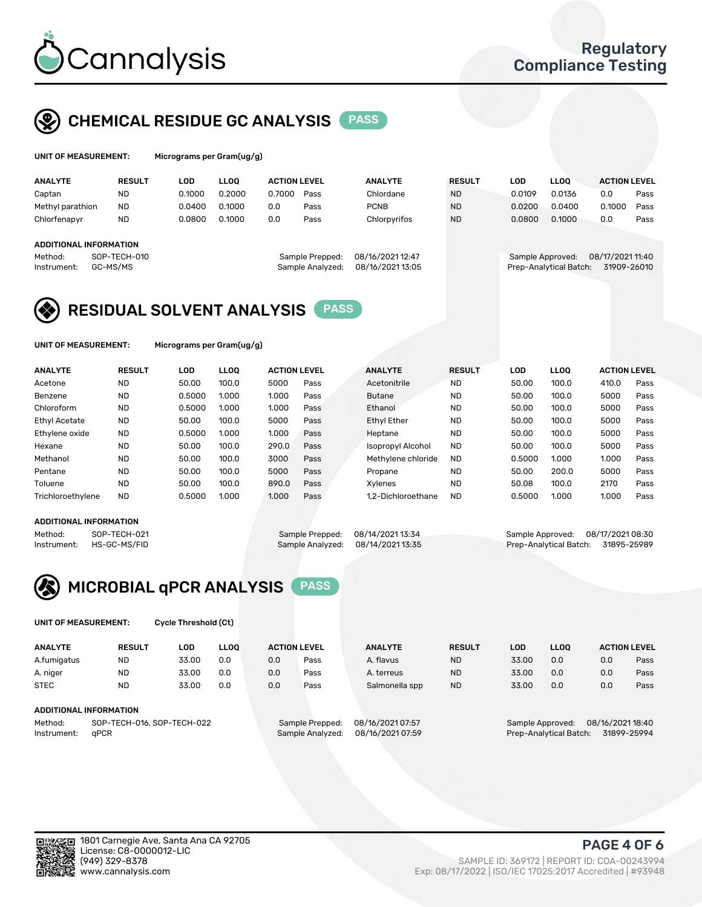# Cannalysis

Regulatory Compliance Testing

## CHEMICAL RESIDUE GC ANALYSIS PASS

**UNIT OF MEASUREMENT:** Micrograms per Gram(ug/g)

| ANALYTE | RESULT | LOD | LLOQ | ACTION LEVEL | | ANALYTE | RESULT | LOD | LLOQ | ACTION LEVEL | |
|---|---|---|---|---|---|---|---|---|---|---|---|
| Captan | ND | 0.1000 | 0.2000 | 0.7000 | Pass | Chlordane | ND | 0.0109 | 0.0136 | 0.0 | Pass |
| Methyl parathion | ND | 0.0400 | 0.1000 | 0.0 | Pass | PCNB | ND | 0.0200 | 0.0400 | 0.1000 | Pass |
| Chlorfenapyr | ND | 0.0800 | 0.1000 | 0.0 | Pass | Chlorpyrifos | ND | 0.0800 | 0.1000 | 0.0 | Pass |

**ADDITIONAL INFORMATION**

Method: SOP-TECH-010
Instrument: GC-MS/MS
Sample Prepped: 08/16/2021 12:47
Sample Analyzed: 08/16/2021 13:05
Sample Approved: 08/17/2021 11:40
Prep-Analytical Batch: 31909-26010

## RESIDUAL SOLVENT ANALYSIS PASS

**UNIT OF MEASUREMENT:** Micrograms per Gram(ug/g)

| ANALYTE | RESULT | LOD | LLOQ | ACTION LEVEL | | ANALYTE | RESULT | LOD | LLOQ | ACTION LEVEL | |
|---|---|---|---|---|---|---|---|---|---|---|---|
| Acetone | ND | 50.00 | 100.0 | 5000 | Pass | Acetonitrile | ND | 50.00 | 100.0 | 410.0 | Pass |
| Benzene | ND | 0.5000 | 1.000 | 1.000 | Pass | Butane | ND | 50.00 | 100.0 | 5000 | Pass |
| Chloroform | ND | 0.5000 | 1.000 | 1.000 | Pass | Ethanol | ND | 50.00 | 100.0 | 5000 | Pass |
| Ethyl Acetate | ND | 50.00 | 100.0 | 5000 | Pass | Ethyl Ether | ND | 50.00 | 100.0 | 5000 | Pass |
| Ethylene oxide | ND | 0.5000 | 1.000 | 1.000 | Pass | Heptane | ND | 50.00 | 100.0 | 5000 | Pass |
| Hexane | ND | 50.00 | 100.0 | 290.0 | Pass | Isopropyl Alcohol | ND | 50.00 | 100.0 | 5000 | Pass |
| Methanol | ND | 50.00 | 100.0 | 3000 | Pass | Methylene chloride | ND | 0.5000 | 1.000 | 1.000 | Pass |
| Pentane | ND | 50.00 | 100.0 | 5000 | Pass | Propane | ND | 50.00 | 200.0 | 5000 | Pass |
| Toluene | ND | 50.00 | 100.0 | 890.0 | Pass | Xylenes | ND | 50.08 | 100.0 | 2170 | Pass |
| Trichloroethylene | ND | 0.5000 | 1.000 | 1.000 | Pass | 1,2-Dichloroethane | ND | 0.5000 | 1.000 | 1.000 | Pass |

**ADDITIONAL INFORMATION**

Method: SOP-TECH-021
Instrument: HS-GC-MS/FID
Sample Prepped: 08/14/2021 13:34
Sample Analyzed: 08/14/2021 13:35
Sample Approved: 08/17/2021 08:30
Prep-Analytical Batch: 31895-25989

## MICROBIAL qPCR ANALYSIS PASS

**UNIT OF MEASUREMENT:** Cycle Threshold (Ct)

| ANALYTE | RESULT | LOD | LLOQ | ACTION LEVEL | | ANALYTE | RESULT | LOD | LLOQ | ACTION LEVEL | |
|---|---|---|---|---|---|---|---|---|---|---|---|
| A.fumigatus | ND | 33.00 | 0.0 | 0.0 | Pass | A. flavus | ND | 33.00 | 0.0 | 0.0 | Pass |
| A. niger | ND | 33.00 | 0.0 | 0.0 | Pass | A. terreus | ND | 33.00 | 0.0 | 0.0 | Pass |
| STEC | ND | 33.00 | 0.0 | 0.0 | Pass | Salmonella spp | ND | 33.00 | 0.0 | 0.0 | Pass |

**ADDITIONAL INFORMATION**

Method: SOP-TECH-016, SOP-TECH-022
Instrument: qPCR
Sample Prepped: 08/16/2021 07:57
Sample Analyzed: 08/16/2021 07:59
Sample Approved: 08/16/2021 18:40
Prep-Analytical Batch: 31899-25994

1801 Carnegie Ave, Santa Ana CA 92705
License: C8-0000012-LIC
(949) 329-8378
www.cannalysis.com

SAMPLE ID: 369172 | REPORT ID: COA-00243994
Exp: 08/17/2022 | ISO/IEC 17025:2017 Accredited | #93948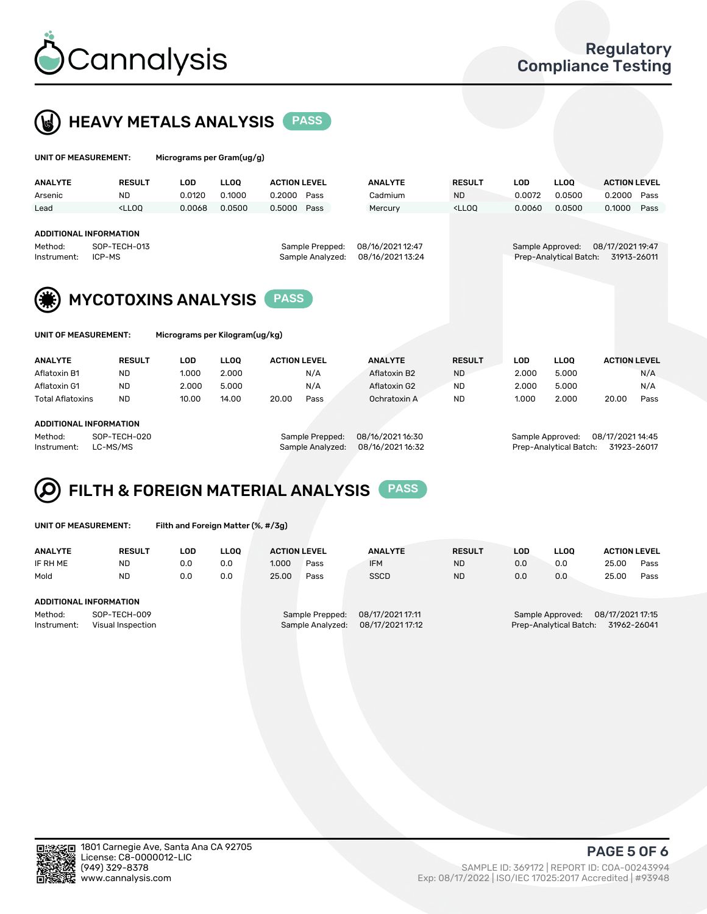# Cannalysis

Regulatory Compliance Testing

## HEAVY METALS ANALYSIS PASS

**UNIT OF MEASUREMENT:** Micrograms per Gram(ug/g)

| ANALYTE | RESULT | LOD | LLOQ | ACTION LEVEL | | ANALYTE | RESULT | LOD | LLOQ | ACTION LEVEL | |
|---|---|---|---|---|---|---|---|---|---|---|---|
| Arsenic | ND | 0.0120 | 0.1000 | 0.2000 | Pass | Cadmium | ND | 0.0072 | 0.0500 | 0.2000 | Pass |
| Lead | <LLOQ | 0.0068 | 0.0500 | 0.5000 | Pass | Mercury | <LLOQ | 0.0060 | 0.0500 | 0.1000 | Pass |

**ADDITIONAL INFORMATION**

Method: SOP-TECH-013
Instrument: ICP-MS
Sample Prepped: 08/16/2021 12:47
Sample Analyzed: 08/16/2021 13:24
Sample Approved: 08/17/2021 19:47
Prep-Analytical Batch: 31913-26011

## MYCOTOXINS ANALYSIS PASS

**UNIT OF MEASUREMENT:** Micrograms per Kilogram(ug/kg)

| ANALYTE | RESULT | LOD | LLOQ | ACTION LEVEL | | ANALYTE | RESULT | LOD | LLOQ | ACTION LEVEL | |
|---|---|---|---|---|---|---|---|---|---|---|---|
| Aflatoxin B1 | ND | 1.000 | 2.000 | | N/A | Aflatoxin B2 | ND | 2.000 | 5.000 | | N/A |
| Aflatoxin G1 | ND | 2.000 | 5.000 | | N/A | Aflatoxin G2 | ND | 2.000 | 5.000 | | N/A |
| Total Aflatoxins | ND | 10.00 | 14.00 | 20.00 | Pass | Ochratoxin A | ND | 1.000 | 2.000 | 20.00 | Pass |

**ADDITIONAL INFORMATION**

Method: SOP-TECH-020
Instrument: LC-MS/MS
Sample Prepped: 08/16/2021 16:30
Sample Analyzed: 08/16/2021 16:32
Sample Approved: 08/17/2021 14:45
Prep-Analytical Batch: 31923-26017

## FILTH & FOREIGN MATERIAL ANALYSIS PASS

**UNIT OF MEASUREMENT:** Filth and Foreign Matter (%, #/3g)

| ANALYTE | RESULT | LOD | LLOQ | ACTION LEVEL | | ANALYTE | RESULT | LOD | LLOQ | ACTION LEVEL | |
|---|---|---|---|---|---|---|---|---|---|---|---|
| IF RH ME | ND | 0.0 | 0.0 | 1.000 | Pass | IFM | ND | 0.0 | 0.0 | 25.00 | Pass |
| Mold | ND | 0.0 | 0.0 | 25.00 | Pass | SSCD | ND | 0.0 | 0.0 | 25.00 | Pass |

**ADDITIONAL INFORMATION**

Method: SOP-TECH-009
Instrument: Visual Inspection
Sample Prepped: 08/17/2021 17:11
Sample Analyzed: 08/17/2021 17:12
Sample Approved: 08/17/2021 17:15
Prep-Analytical Batch: 31962-26041

1801 Carnegie Ave, Santa Ana CA 92705
License: C8-0000012-LIC
(949) 329-8378
www.cannalysis.com

SAMPLE ID: 369172 | REPORT ID: COA-00243994
Exp: 08/17/2022 | ISO/IEC 17025:2017 Accredited | #93948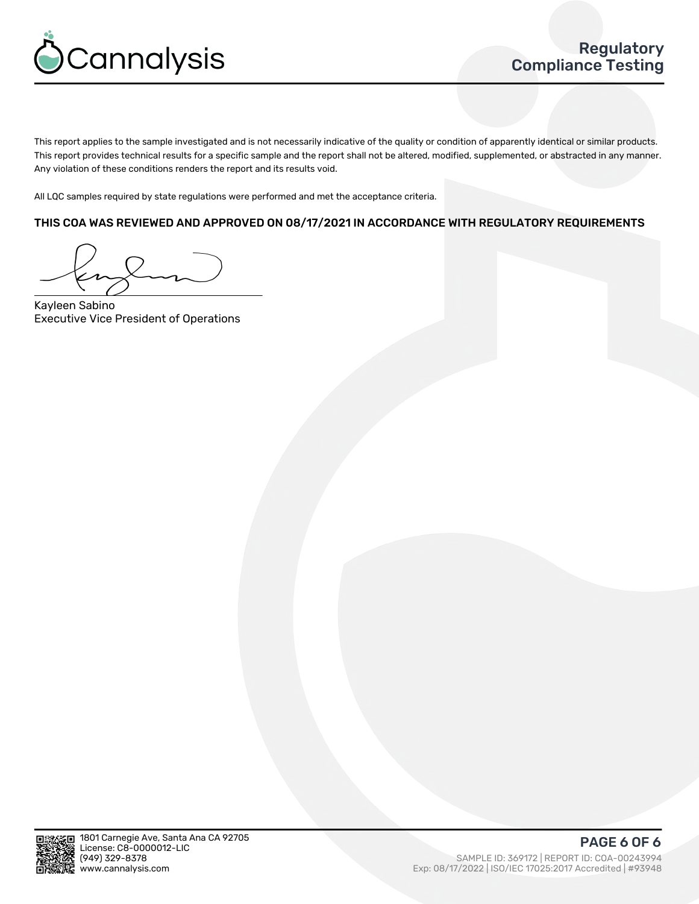This report applies to the sample investigated and is not necessarily indicative of the quality or condition of apparently identical or similar products. This report provides technical results for a specific sample and the report shall not be altered, modified, supplemented, or abstracted in any manner. Any violation of these conditions renders the report and its results void.

All LQC samples required by state regulations were performed and met the acceptance criteria.

**THIS COA WAS REVIEWED AND APPROVED ON 08/17/2021 IN ACCORDANCE WITH REGULATORY REQUIREMENTS**

Kayleen Sabino
Executive Vice President of Operations